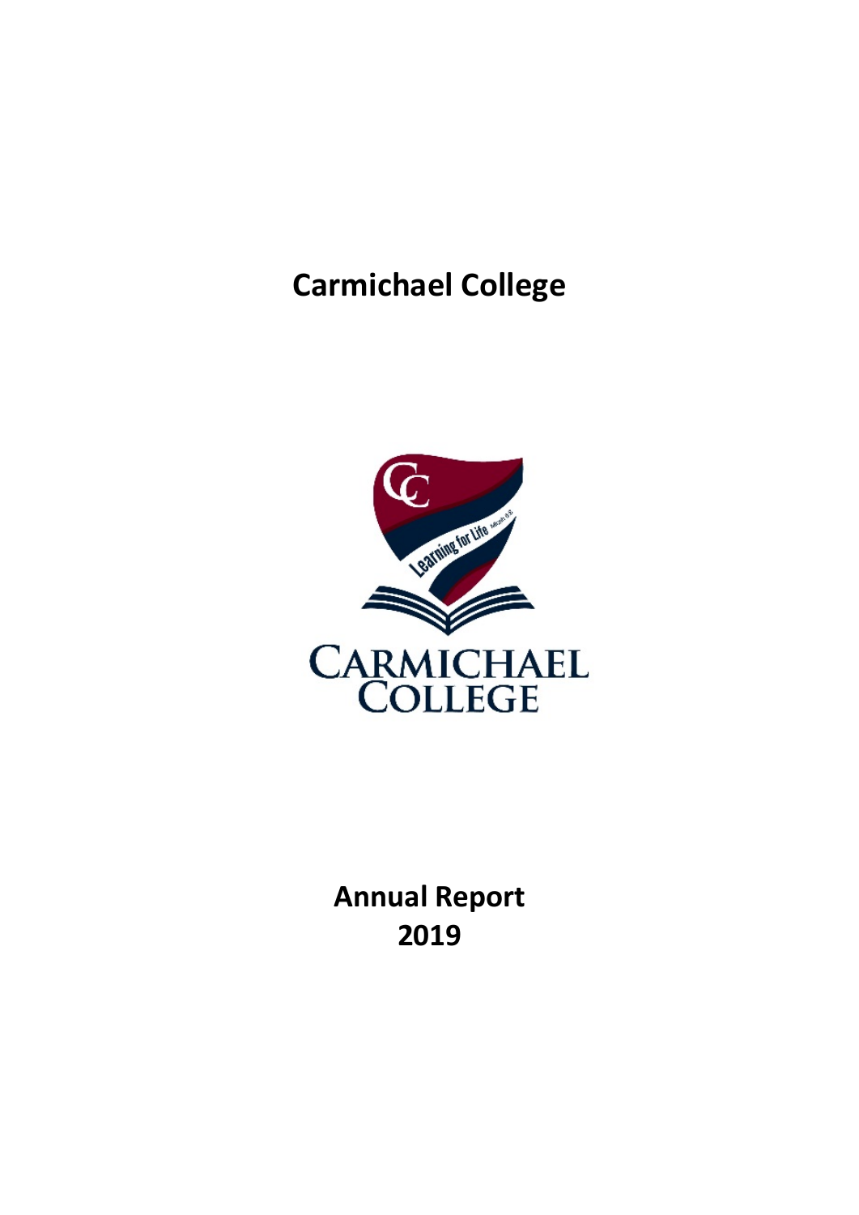# Carmichael College

# Annual Report
# 2019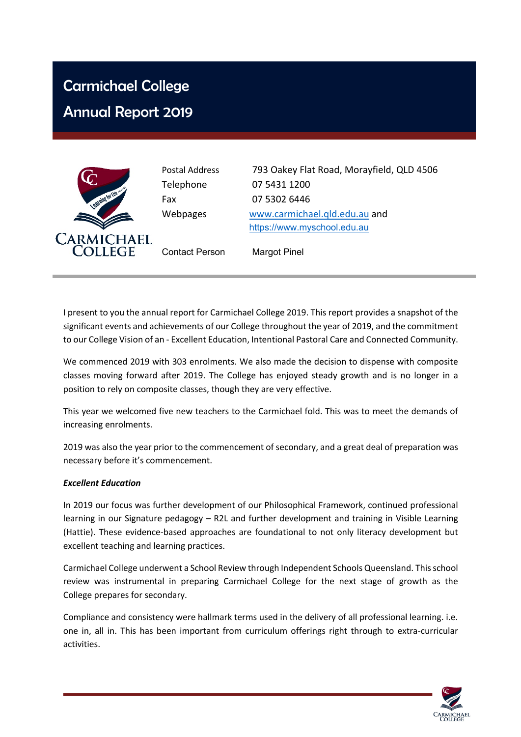# Carmichael College

# Annual Report 2019

| | |
|---|---|
| Postal Address | 793 Oakey Flat Road, Morayfield, QLD 4506 |
| Telephone | 07 5431 1200 |
| Fax | 07 5302 6446 |
| Webpages | www.carmichael.qld.edu.au and https://www.myschool.edu.au |
| Contact Person | Margot Pinel |

I present to you the annual report for Carmichael College 2019. This report provides a snapshot of the significant events and achievements of our College throughout the year of 2019, and the commitment to our College Vision of an - Excellent Education, Intentional Pastoral Care and Connected Community.

We commenced 2019 with 303 enrolments. We also made the decision to dispense with composite classes moving forward after 2019. The College has enjoyed steady growth and is no longer in a position to rely on composite classes, though they are very effective.

This year we welcomed five new teachers to the Carmichael fold. This was to meet the demands of increasing enrolments.

2019 was also the year prior to the commencement of secondary, and a great deal of preparation was necessary before it's commencement.

***Excellent Education***

In 2019 our focus was further development of our Philosophical Framework, continued professional learning in our Signature pedagogy – R2L and further development and training in Visible Learning (Hattie). These evidence-based approaches are foundational to not only literacy development but excellent teaching and learning practices.

Carmichael College underwent a School Review through Independent Schools Queensland. This school review was instrumental in preparing Carmichael College for the next stage of growth as the College prepares for secondary.

Compliance and consistency were hallmark terms used in the delivery of all professional learning. i.e. one in, all in. This has been important from curriculum offerings right through to extra-curricular activities.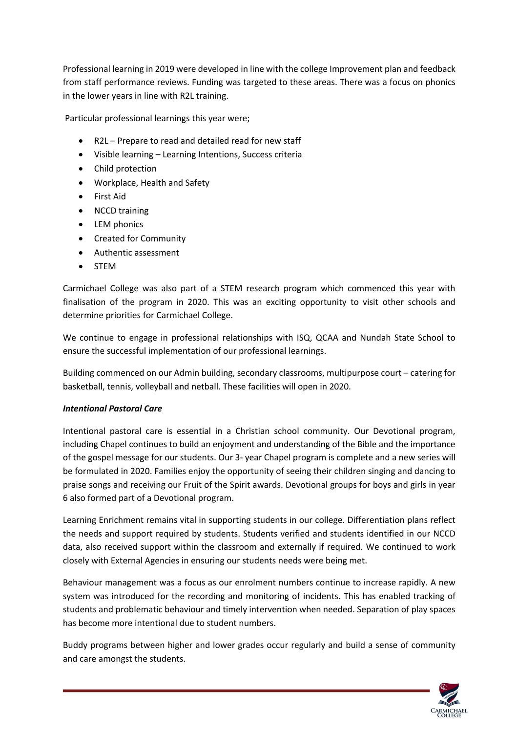Professional learning in 2019 were developed in line with the college Improvement plan and feedback from staff performance reviews. Funding was targeted to these areas. There was a focus on phonics in the lower years in line with R2L training.

Particular professional learnings this year were;

- R2L – Prepare to read and detailed read for new staff
- Visible learning – Learning Intentions, Success criteria
- Child protection
- Workplace, Health and Safety
- First Aid
- NCCD training
- LEM phonics
- Created for Community
- Authentic assessment
- STEM

Carmichael College was also part of a STEM research program which commenced this year with finalisation of the program in 2020. This was an exciting opportunity to visit other schools and determine priorities for Carmichael College.

We continue to engage in professional relationships with ISQ, QCAA and Nundah State School to ensure the successful implementation of our professional learnings.

Building commenced on our Admin building, secondary classrooms, multipurpose court – catering for basketball, tennis, volleyball and netball. These facilities will open in 2020.

***Intentional Pastoral Care***

Intentional pastoral care is essential in a Christian school community. Our Devotional program, including Chapel continues to build an enjoyment and understanding of the Bible and the importance of the gospel message for our students. Our 3- year Chapel program is complete and a new series will be formulated in 2020. Families enjoy the opportunity of seeing their children singing and dancing to praise songs and receiving our Fruit of the Spirit awards. Devotional groups for boys and girls in year 6 also formed part of a Devotional program.

Learning Enrichment remains vital in supporting students in our college. Differentiation plans reflect the needs and support required by students. Students verified and students identified in our NCCD data, also received support within the classroom and externally if required. We continued to work closely with External Agencies in ensuring our students needs were being met.

Behaviour management was a focus as our enrolment numbers continue to increase rapidly. A new system was introduced for the recording and monitoring of incidents. This has enabled tracking of students and problematic behaviour and timely intervention when needed. Separation of play spaces has become more intentional due to student numbers.

Buddy programs between higher and lower grades occur regularly and build a sense of community and care amongst the students.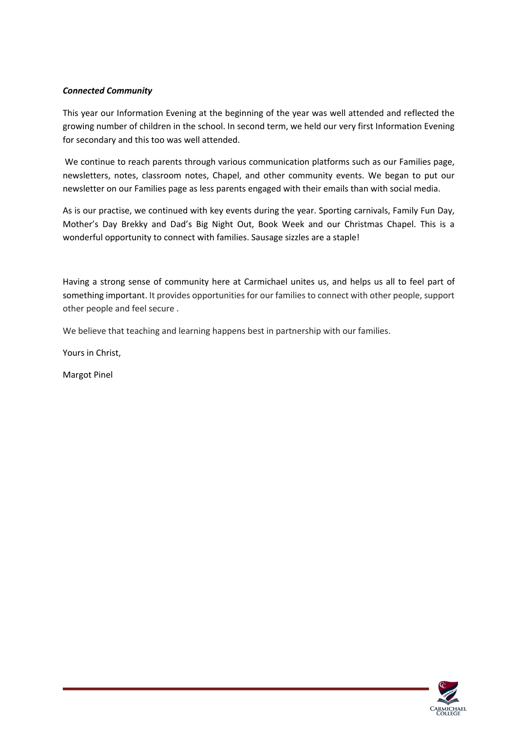***Connected Community***

This year our Information Evening at the beginning of the year was well attended and reflected the growing number of children in the school. In second term, we held our very first Information Evening for secondary and this too was well attended.

We continue to reach parents through various communication platforms such as our Families page, newsletters, notes, classroom notes, Chapel, and other community events. We began to put our newsletter on our Families page as less parents engaged with their emails than with social media.

As is our practise, we continued with key events during the year. Sporting carnivals, Family Fun Day, Mother's Day Brekky and Dad's Big Night Out, Book Week and our Christmas Chapel. This is a wonderful opportunity to connect with families. Sausage sizzles are a staple!

Having a strong sense of community here at Carmichael unites us, and helps us all to feel part of something important. It provides opportunities for our families to connect with other people, support other people and feel secure .

We believe that teaching and learning happens best in partnership with our families.

Yours in Christ,

Margot Pinel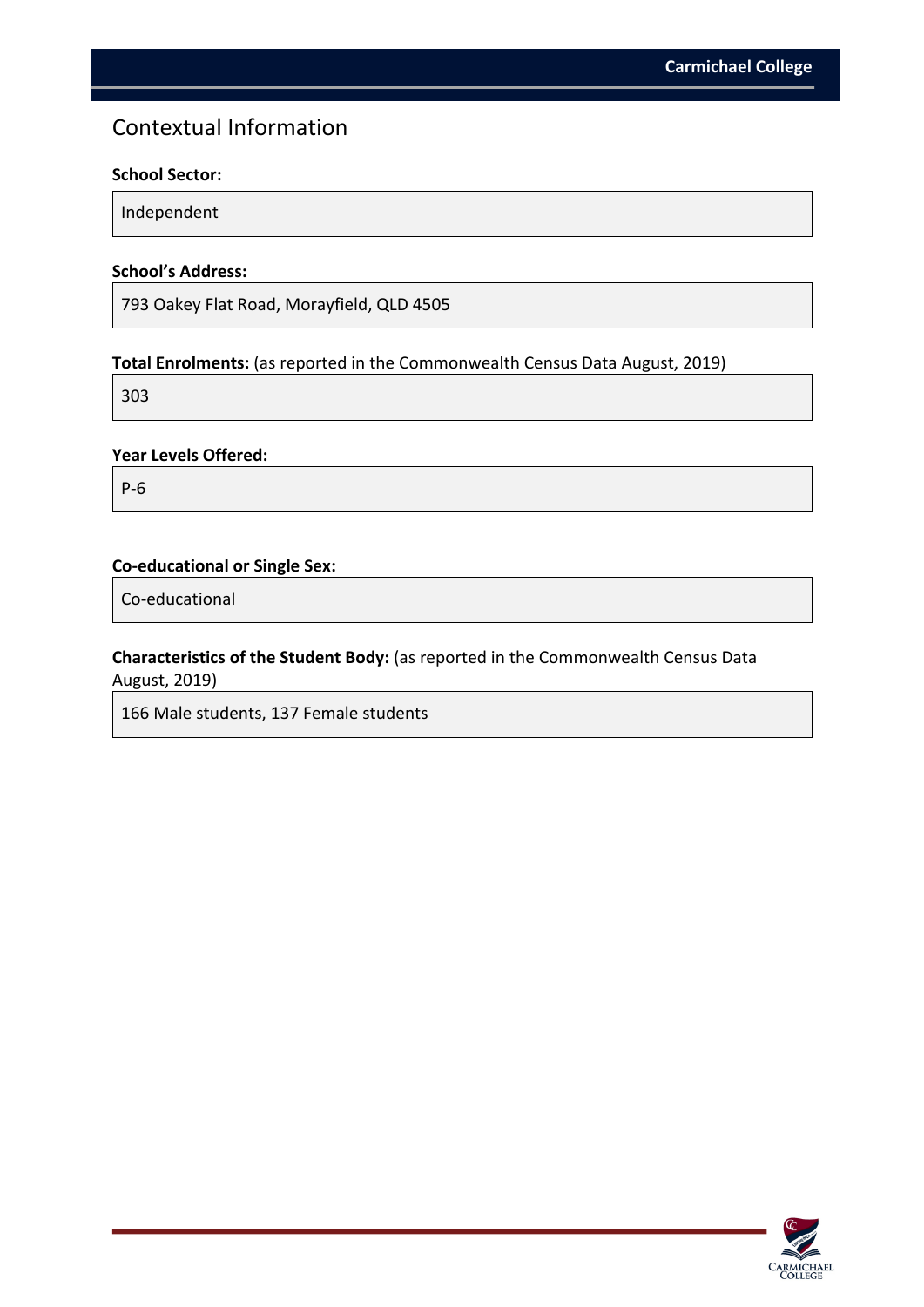# Contextual Information

**School Sector:**

Independent

**School's Address:**

793 Oakey Flat Road, Morayfield, QLD 4505

**Total Enrolments:** (as reported in the Commonwealth Census Data August, 2019)

303

**Year Levels Offered:**

P-6

**Co-educational or Single Sex:**

Co-educational

**Characteristics of the Student Body:** (as reported in the Commonwealth Census Data August, 2019)

166 Male students, 137 Female students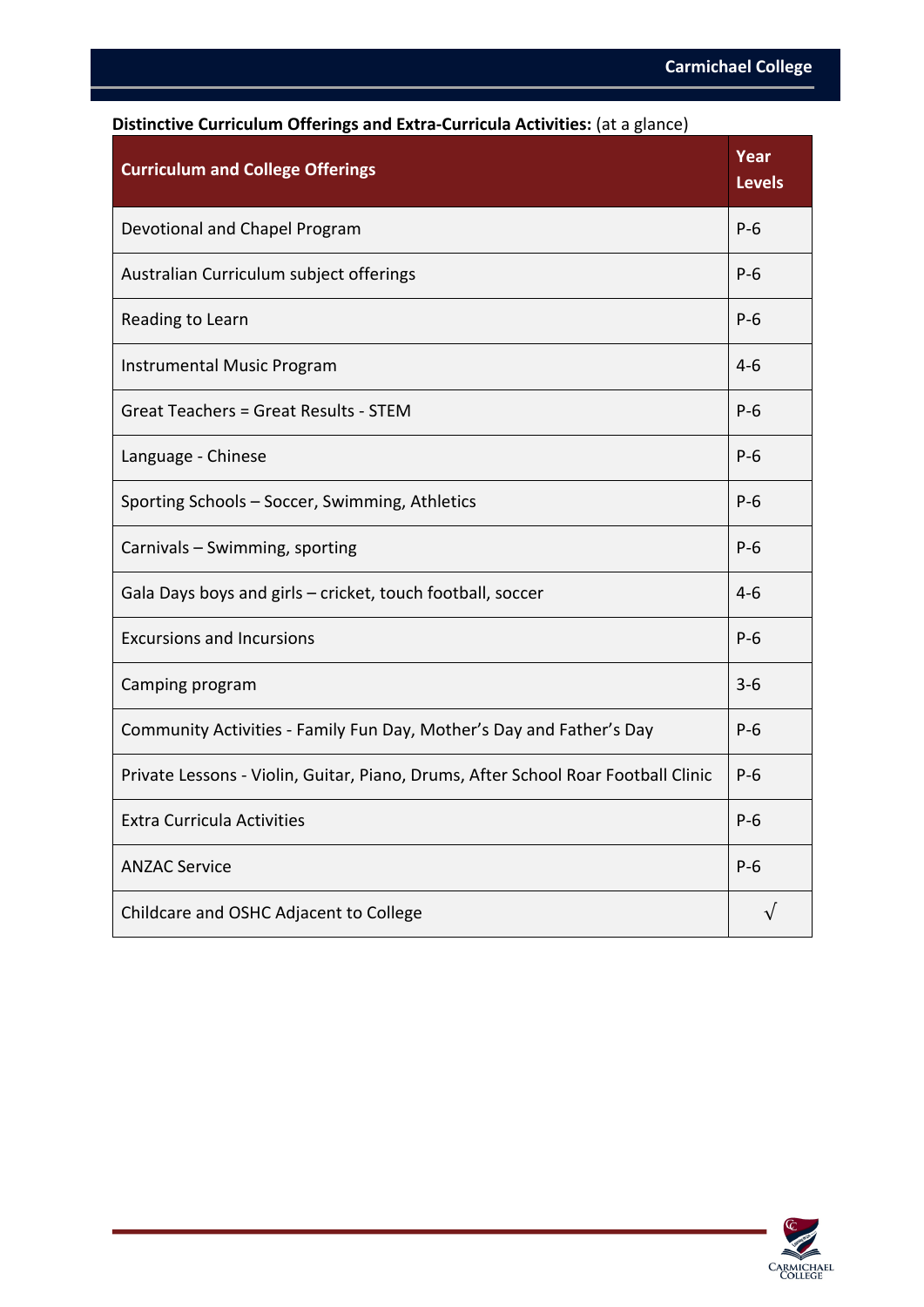**Distinctive Curriculum Offerings and Extra-Curricula Activities:** (at a glance)

| Curriculum and College Offerings | Year Levels |
|---|---|
| Devotional and Chapel Program | P-6 |
| Australian Curriculum subject offerings | P-6 |
| Reading to Learn | P-6 |
| Instrumental Music Program | 4-6 |
| Great Teachers = Great Results - STEM | P-6 |
| Language - Chinese | P-6 |
| Sporting Schools – Soccer, Swimming, Athletics | P-6 |
| Carnivals – Swimming, sporting | P-6 |
| Gala Days boys and girls – cricket, touch football, soccer | 4-6 |
| Excursions and Incursions | P-6 |
| Camping program | 3-6 |
| Community Activities - Family Fun Day, Mother's Day and Father's Day | P-6 |
| Private Lessons - Violin, Guitar, Piano, Drums, After School Roar Football Clinic | P-6 |
| Extra Curricula Activities | P-6 |
| ANZAC Service | P-6 |
| Childcare and OSHC Adjacent to College | √ |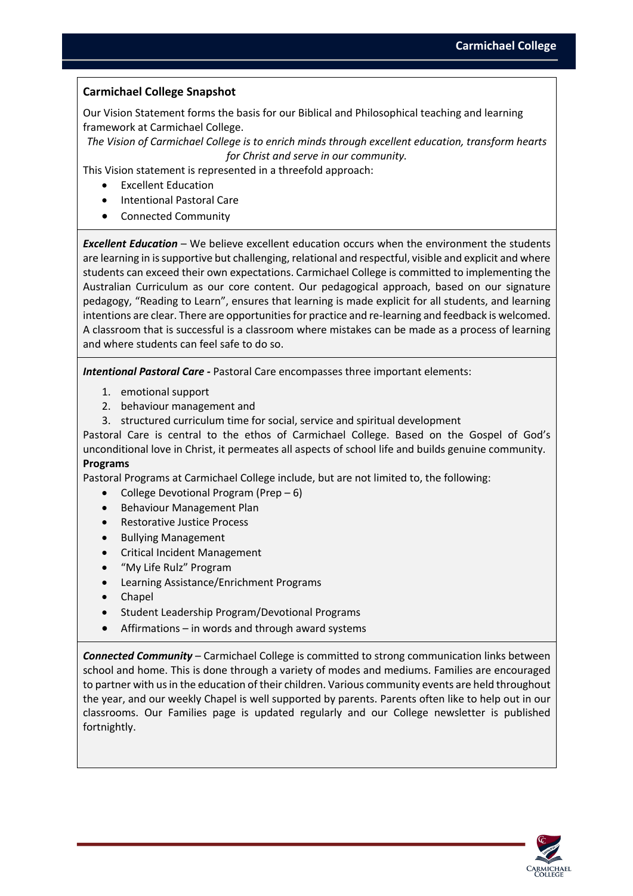## Carmichael College Snapshot

Our Vision Statement forms the basis for our Biblical and Philosophical teaching and learning framework at Carmichael College.

*The Vision of Carmichael College is to enrich minds through excellent education, transform hearts for Christ and serve in our community.*

This Vision statement is represented in a threefold approach:

- Excellent Education
- Intentional Pastoral Care
- Connected Community

***Excellent Education*** – We believe excellent education occurs when the environment the students are learning in is supportive but challenging, relational and respectful, visible and explicit and where students can exceed their own expectations. Carmichael College is committed to implementing the Australian Curriculum as our core content. Our pedagogical approach, based on our signature pedagogy, "Reading to Learn", ensures that learning is made explicit for all students, and learning intentions are clear. There are opportunities for practice and re-learning and feedback is welcomed. A classroom that is successful is a classroom where mistakes can be made as a process of learning and where students can feel safe to do so.

***Intentional Pastoral Care -*** Pastoral Care encompasses three important elements:

1. emotional support
2. behaviour management and
3. structured curriculum time for social, service and spiritual development

Pastoral Care is central to the ethos of Carmichael College. Based on the Gospel of God's unconditional love in Christ, it permeates all aspects of school life and builds genuine community.

**Programs**

Pastoral Programs at Carmichael College include, but are not limited to, the following:

- College Devotional Program (Prep – 6)
- Behaviour Management Plan
- Restorative Justice Process
- Bullying Management
- Critical Incident Management
- "My Life Rulz" Program
- Learning Assistance/Enrichment Programs
- Chapel
- Student Leadership Program/Devotional Programs
- Affirmations – in words and through award systems

***Connected Community*** – Carmichael College is committed to strong communication links between school and home. This is done through a variety of modes and mediums. Families are encouraged to partner with us in the education of their children. Various community events are held throughout the year, and our weekly Chapel is well supported by parents. Parents often like to help out in our classrooms. Our Families page is updated regularly and our College newsletter is published fortnightly.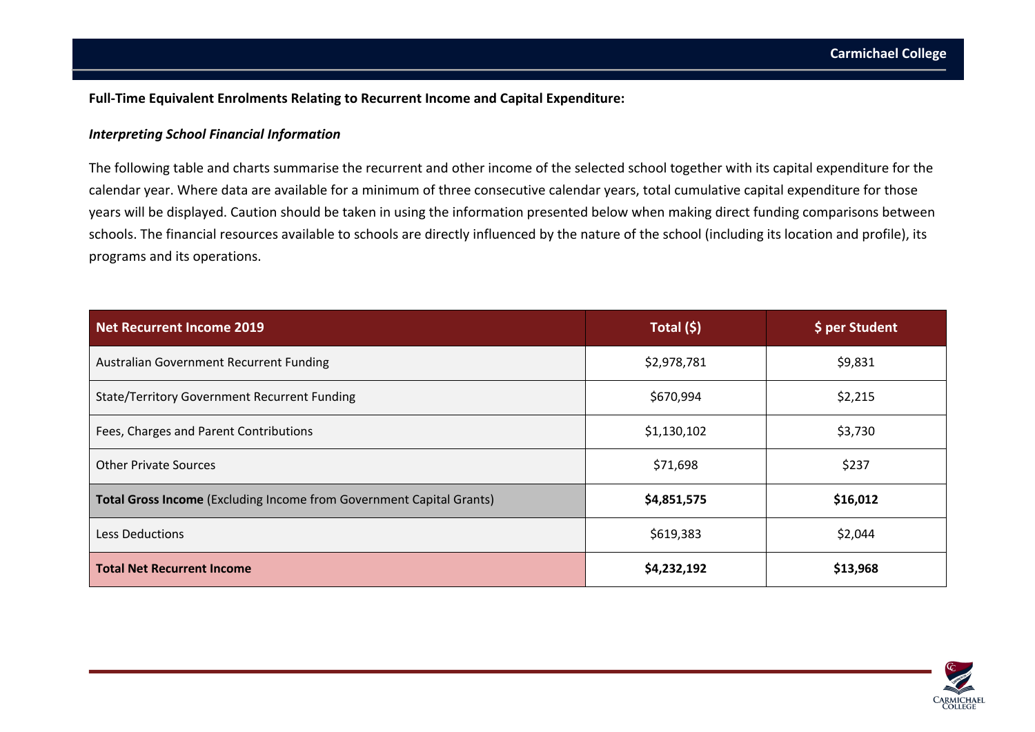**Full-Time Equivalent Enrolments Relating to Recurrent Income and Capital Expenditure:**

***Interpreting School Financial Information***

The following table and charts summarise the recurrent and other income of the selected school together with its capital expenditure for the calendar year. Where data are available for a minimum of three consecutive calendar years, total cumulative capital expenditure for those years will be displayed. Caution should be taken in using the information presented below when making direct funding comparisons between schools. The financial resources available to schools are directly influenced by the nature of the school (including its location and profile), its programs and its operations.

| Net Recurrent Income 2019 | Total ($) | $ per Student |
|---|---|---|
| Australian Government Recurrent Funding | $2,978,781 | $9,831 |
| State/Territory Government Recurrent Funding | $670,994 | $2,215 |
| Fees, Charges and Parent Contributions | $1,130,102 | $3,730 |
| Other Private Sources | $71,698 | $237 |
| **Total Gross Income** (Excluding Income from Government Capital Grants) | **$4,851,575** | **$16,012** |
| Less Deductions | $619,383 | $2,044 |
| **Total Net Recurrent Income** | **$4,232,192** | **$13,968** |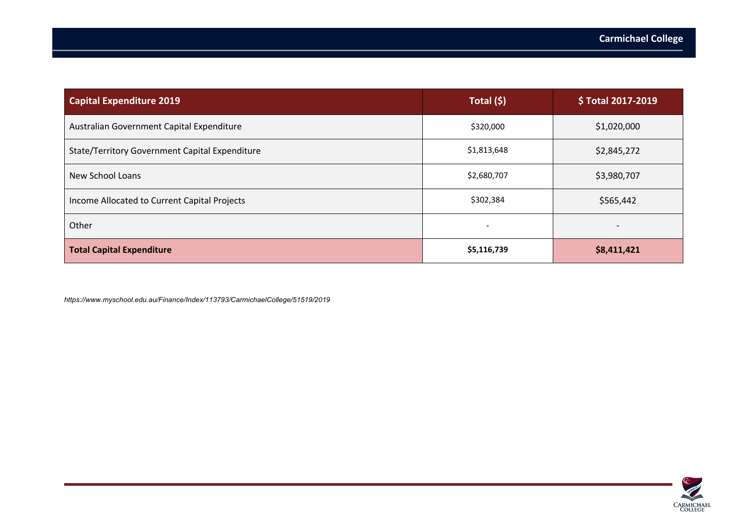| Capital Expenditure 2019 | Total ($) | $ Total 2017-2019 |
|---|---|---|
| Australian Government Capital Expenditure | $320,000 | $1,020,000 |
| State/Territory Government Capital Expenditure | $1,813,648 | $2,845,272 |
| New School Loans | $2,680,707 | $3,980,707 |
| Income Allocated to Current Capital Projects | $302,384 | $565,442 |
| Other | - | - |
| **Total Capital Expenditure** | **$5,116,739** | **$8,411,421** |

*https://www.myschool.edu.au/Finance/Index/113793/CarmichaelCollege/51519/2019*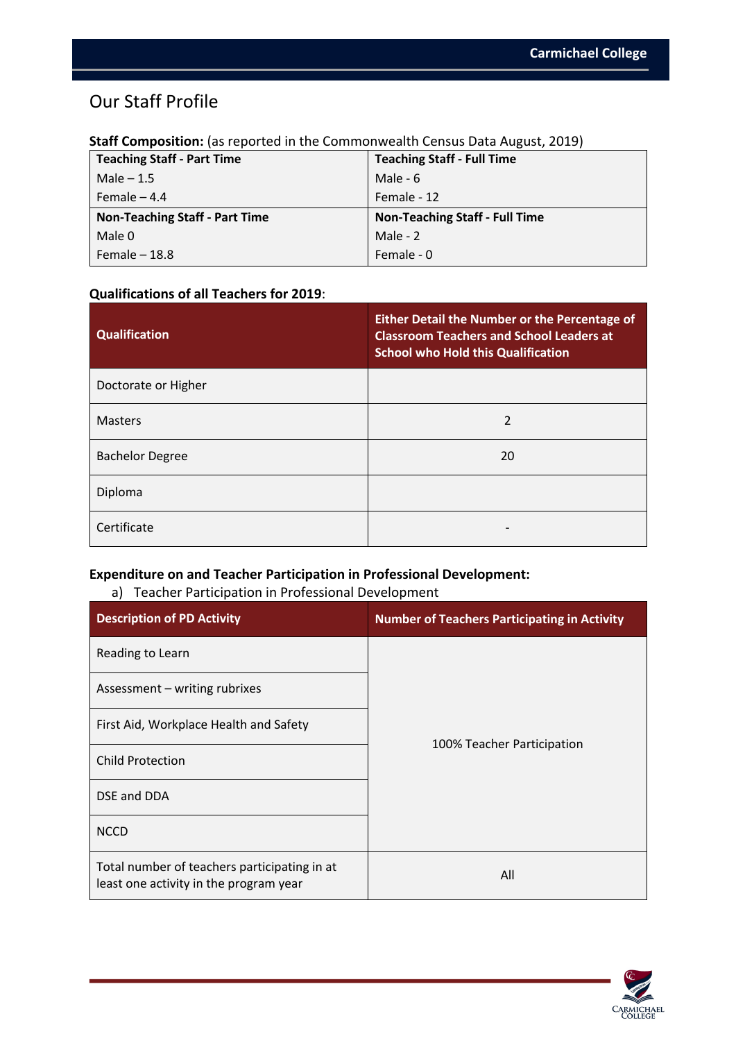# Our Staff Profile

**Staff Composition:** (as reported in the Commonwealth Census Data August, 2019)

| **Teaching Staff - Part Time** | **Teaching Staff - Full Time** |
|---|---|
| Male – 1.5 | Male - 6 |
| Female – 4.4 | Female - 12 |
| **Non-Teaching Staff - Part Time** | **Non-Teaching Staff - Full Time** |
| Male 0 | Male - 2 |
| Female – 18.8 | Female - 0 |

**Qualifications of all Teachers for 2019**:

| Qualification | Either Detail the Number or the Percentage of Classroom Teachers and School Leaders at School who Hold this Qualification |
|---|---|
| Doctorate or Higher | |
| Masters | 2 |
| Bachelor Degree | 20 |
| Diploma | |
| Certificate | - |

**Expenditure on and Teacher Participation in Professional Development:**

a) Teacher Participation in Professional Development

| Description of PD Activity | Number of Teachers Participating in Activity |
|---|---|
| Reading to Learn | 100% Teacher Participation |
| Assessment – writing rubrixes | |
| First Aid, Workplace Health and Safety | |
| Child Protection | |
| DSE and DDA | |
| NCCD | |
| Total number of teachers participating in at least one activity in the program year | All |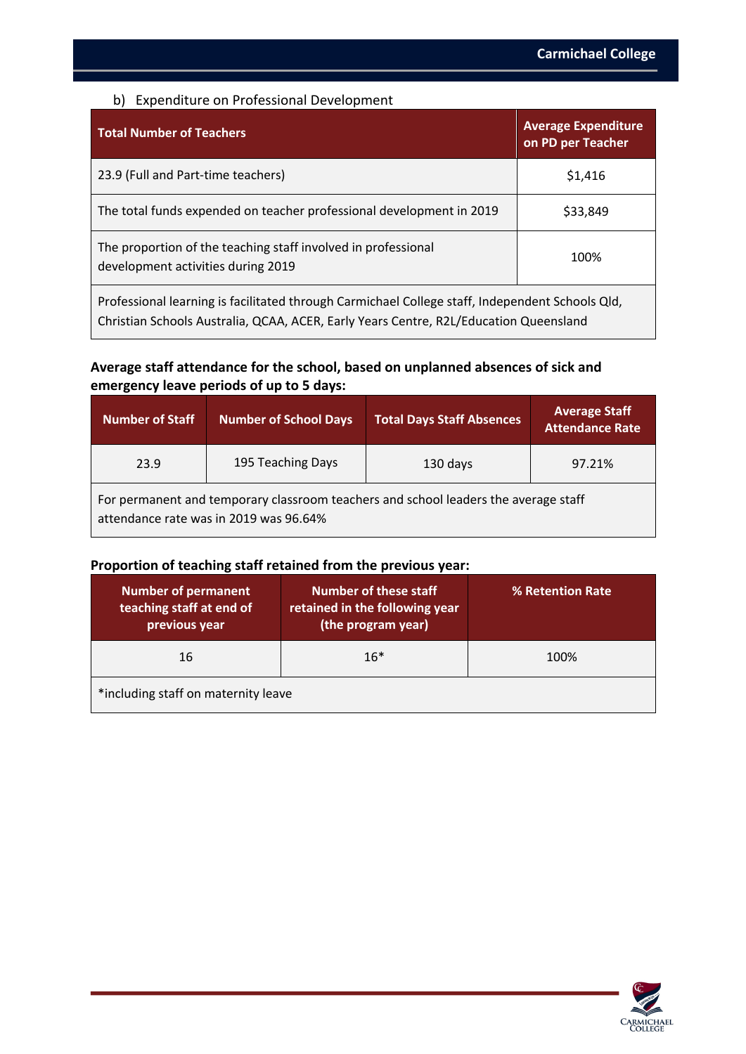b) Expenditure on Professional Development

| Total Number of Teachers | Average Expenditure on PD per Teacher |
|---|---|
| 23.9 (Full and Part-time teachers) | $1,416 |
| The total funds expended on teacher professional development in 2019 | $33,849 |
| The proportion of the teaching staff involved in professional development activities during 2019 | 100% |
| Professional learning is facilitated through Carmichael College staff, Independent Schools Qld, Christian Schools Australia, QCAA, ACER, Early Years Centre, R2L/Education Queensland | |

**Average staff attendance for the school, based on unplanned absences of sick and emergency leave periods of up to 5 days:**

| Number of Staff | Number of School Days | Total Days Staff Absences | Average Staff Attendance Rate |
|---|---|---|---|
| 23.9 | 195 Teaching Days | 130 days | 97.21% |
| For permanent and temporary classroom teachers and school leaders the average staff attendance rate was in 2019 was 96.64% | | | |

**Proportion of teaching staff retained from the previous year:**

| Number of permanent teaching staff at end of previous year | Number of these staff retained in the following year (the program year) | % Retention Rate |
|---|---|---|
| 16 | 16* | 100% |
| *including staff on maternity leave | | |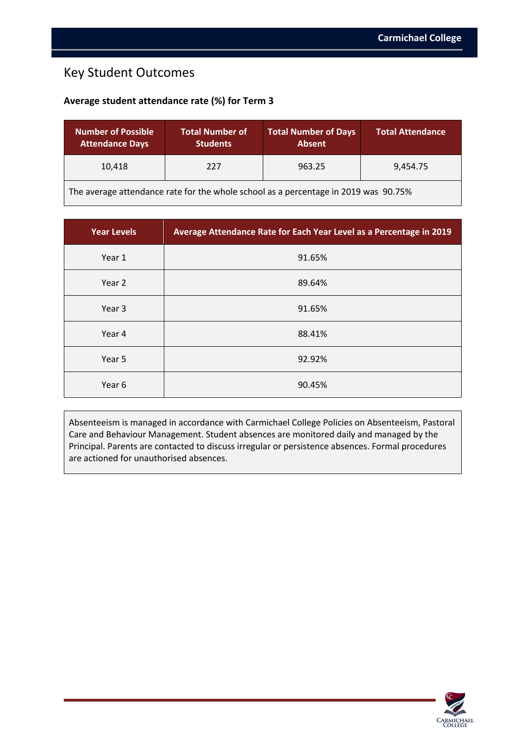## Key Student Outcomes

**Average student attendance rate (%) for Term 3**

| Number of Possible Attendance Days | Total Number of Students | Total Number of Days Absent | Total Attendance |
|---|---|---|---|
| 10,418 | 227 | 963.25 | 9,454.75 |
| The average attendance rate for the whole school as a percentage in 2019 was 90.75% | | | |

| Year Levels | Average Attendance Rate for Each Year Level as a Percentage in 2019 |
|---|---|
| Year 1 | 91.65% |
| Year 2 | 89.64% |
| Year 3 | 91.65% |
| Year 4 | 88.41% |
| Year 5 | 92.92% |
| Year 6 | 90.45% |

Absenteeism is managed in accordance with Carmichael College Policies on Absenteeism, Pastoral Care and Behaviour Management. Student absences are monitored daily and managed by the Principal. Parents are contacted to discuss irregular or persistence absences. Formal procedures are actioned for unauthorised absences.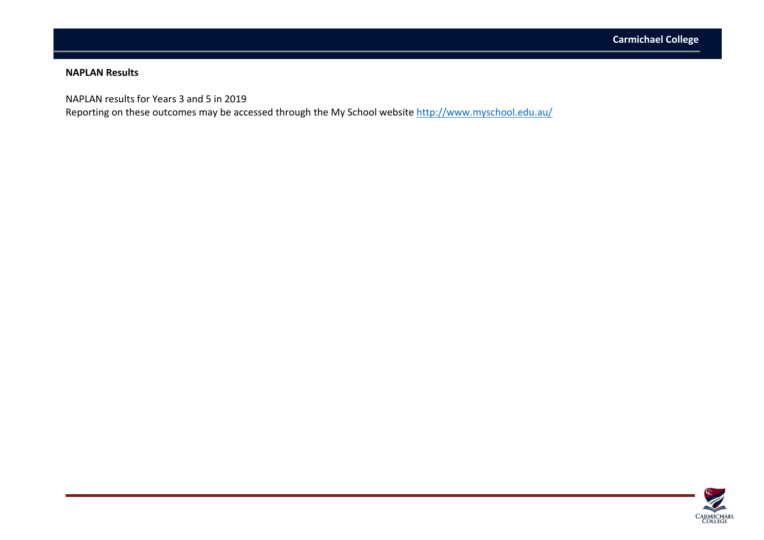**NAPLAN Results**

NAPLAN results for Years 3 and 5 in 2019
Reporting on these outcomes may be accessed through the My School website http://www.myschool.edu.au/